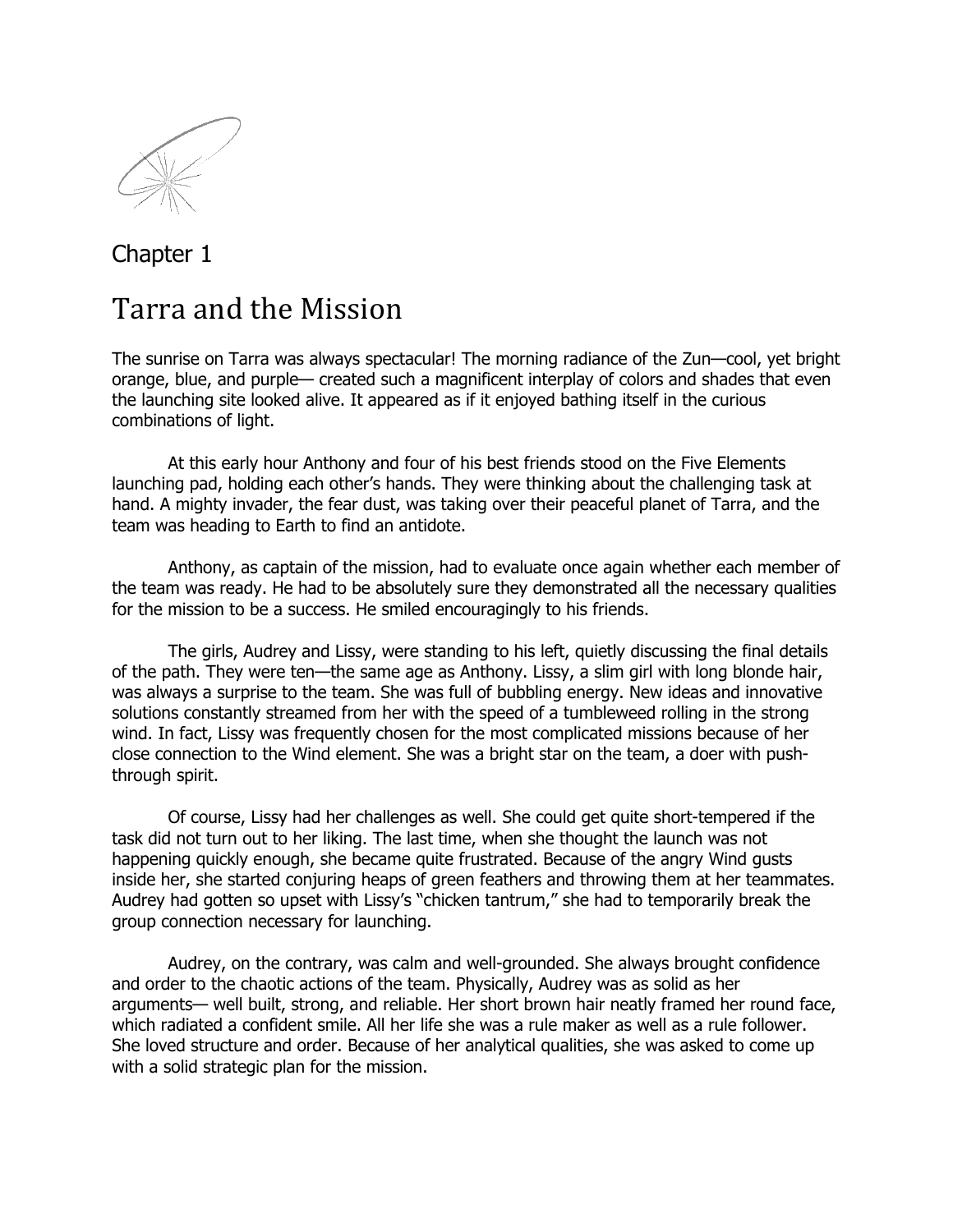## Chapter 1

# Tarra and the Mission

The sunrise on Tarra was always spectacular! The morning radiance of the Zun—cool, yet bright orange, blue, and purple— created such a magnificent interplay of colors and shades that even the launching site looked alive. It appeared as if it enjoyed bathing itself in the curious combinations of light.

At this early hour Anthony and four of his best friends stood on the Five Elements launching pad, holding each other's hands. They were thinking about the challenging task at hand. A mighty invader, the fear dust, was taking over their peaceful planet of Tarra, and the team was heading to Earth to find an antidote.

Anthony, as captain of the mission, had to evaluate once again whether each member of the team was ready. He had to be absolutely sure they demonstrated all the necessary qualities for the mission to be a success. He smiled encouragingly to his friends.

The girls, Audrey and Lissy, were standing to his left, quietly discussing the final details of the path. They were ten—the same age as Anthony. Lissy, a slim girl with long blonde hair, was always a surprise to the team. She was full of bubbling energy. New ideas and innovative solutions constantly streamed from her with the speed of a tumbleweed rolling in the strong wind. In fact, Lissy was frequently chosen for the most complicated missions because of her close connection to the Wind element. She was a bright star on the team, a doer with push-through spirit.

Of course, Lissy had her challenges as well. She could get quite short-tempered if the task did not turn out to her liking. The last time, when she thought the launch was not happening quickly enough, she became quite frustrated. Because of the angry Wind gusts inside her, she started conjuring heaps of green feathers and throwing them at her teammates. Audrey had gotten so upset with Lissy's "chicken tantrum," she had to temporarily break the group connection necessary for launching.

Audrey, on the contrary, was calm and well-grounded. She always brought confidence and order to the chaotic actions of the team. Physically, Audrey was as solid as her arguments— well built, strong, and reliable. Her short brown hair neatly framed her round face, which radiated a confident smile. All her life she was a rule maker as well as a rule follower. She loved structure and order. Because of her analytical qualities, she was asked to come up with a solid strategic plan for the mission.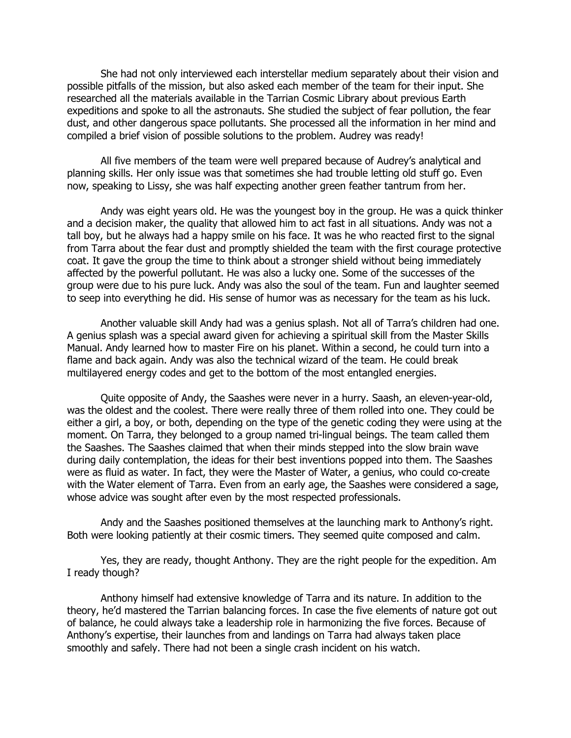She had not only interviewed each interstellar medium separately about their vision and possible pitfalls of the mission, but also asked each member of the team for their input. She researched all the materials available in the Tarrian Cosmic Library about previous Earth expeditions and spoke to all the astronauts. She studied the subject of fear pollution, the fear dust, and other dangerous space pollutants. She processed all the information in her mind and compiled a brief vision of possible solutions to the problem. Audrey was ready!

All five members of the team were well prepared because of Audrey's analytical and planning skills. Her only issue was that sometimes she had trouble letting old stuff go. Even now, speaking to Lissy, she was half expecting another green feather tantrum from her.

Andy was eight years old. He was the youngest boy in the group. He was a quick thinker and a decision maker, the quality that allowed him to act fast in all situations. Andy was not a tall boy, but he always had a happy smile on his face. It was he who reacted first to the signal from Tarra about the fear dust and promptly shielded the team with the first courage protective coat. It gave the group the time to think about a stronger shield without being immediately affected by the powerful pollutant. He was also a lucky one. Some of the successes of the group were due to his pure luck. Andy was also the soul of the team. Fun and laughter seemed to seep into everything he did. His sense of humor was as necessary for the team as his luck.

Another valuable skill Andy had was a genius splash. Not all of Tarra's children had one. A genius splash was a special award given for achieving a spiritual skill from the Master Skills Manual. Andy learned how to master Fire on his planet. Within a second, he could turn into a flame and back again. Andy was also the technical wizard of the team. He could break multilayered energy codes and get to the bottom of the most entangled energies.

Quite opposite of Andy, the Saashes were never in a hurry. Saash, an eleven-year-old, was the oldest and the coolest. There were really three of them rolled into one. They could be either a girl, a boy, or both, depending on the type of the genetic coding they were using at the moment. On Tarra, they belonged to a group named tri-lingual beings. The team called them the Saashes. The Saashes claimed that when their minds stepped into the slow brain wave during daily contemplation, the ideas for their best inventions popped into them. The Saashes were as fluid as water. In fact, they were the Master of Water, a genius, who could co-create with the Water element of Tarra. Even from an early age, the Saashes were considered a sage, whose advice was sought after even by the most respected professionals.

Andy and the Saashes positioned themselves at the launching mark to Anthony's right. Both were looking patiently at their cosmic timers. They seemed quite composed and calm.

Yes, they are ready, thought Anthony. They are the right people for the expedition. Am I ready though?

Anthony himself had extensive knowledge of Tarra and its nature. In addition to the theory, he'd mastered the Tarrian balancing forces. In case the five elements of nature got out of balance, he could always take a leadership role in harmonizing the five forces. Because of Anthony's expertise, their launches from and landings on Tarra had always taken place smoothly and safely. There had not been a single crash incident on his watch.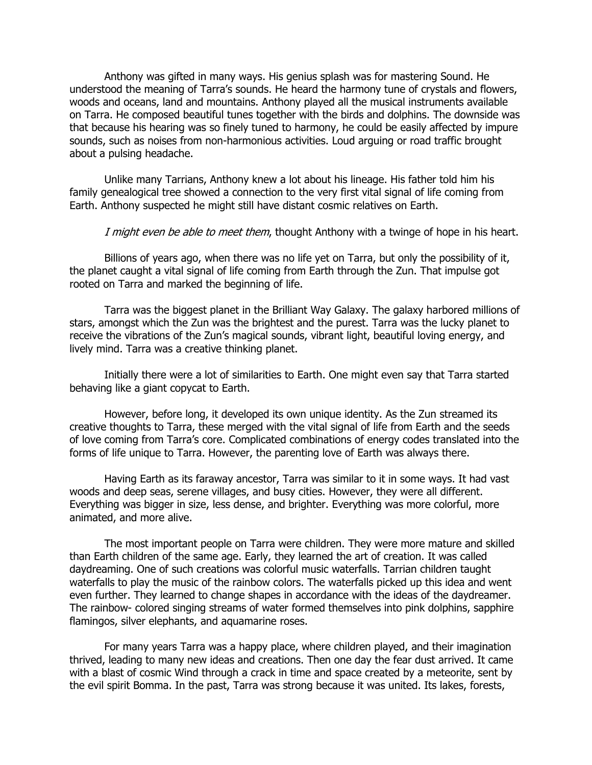Anthony was gifted in many ways. His genius splash was for mastering Sound. He understood the meaning of Tarra's sounds. He heard the harmony tune of crystals and flowers, woods and oceans, land and mountains. Anthony played all the musical instruments available on Tarra. He composed beautiful tunes together with the birds and dolphins. The downside was that because his hearing was so finely tuned to harmony, he could be easily affected by impure sounds, such as noises from non-harmonious activities. Loud arguing or road traffic brought about a pulsing headache.

Unlike many Tarrians, Anthony knew a lot about his lineage. His father told him his family genealogical tree showed a connection to the very first vital signal of life coming from Earth. Anthony suspected he might still have distant cosmic relatives on Earth.

*I might even be able to meet them*, thought Anthony with a twinge of hope in his heart.

Billions of years ago, when there was no life yet on Tarra, but only the possibility of it, the planet caught a vital signal of life coming from Earth through the Zun. That impulse got rooted on Tarra and marked the beginning of life.

Tarra was the biggest planet in the Brilliant Way Galaxy. The galaxy harbored millions of stars, amongst which the Zun was the brightest and the purest. Tarra was the lucky planet to receive the vibrations of the Zun's magical sounds, vibrant light, beautiful loving energy, and lively mind. Tarra was a creative thinking planet.

Initially there were a lot of similarities to Earth. One might even say that Tarra started behaving like a giant copycat to Earth.

However, before long, it developed its own unique identity. As the Zun streamed its creative thoughts to Tarra, these merged with the vital signal of life from Earth and the seeds of love coming from Tarra's core. Complicated combinations of energy codes translated into the forms of life unique to Tarra. However, the parenting love of Earth was always there.

Having Earth as its faraway ancestor, Tarra was similar to it in some ways. It had vast woods and deep seas, serene villages, and busy cities. However, they were all different. Everything was bigger in size, less dense, and brighter. Everything was more colorful, more animated, and more alive.

The most important people on Tarra were children. They were more mature and skilled than Earth children of the same age. Early, they learned the art of creation. It was called daydreaming. One of such creations was colorful music waterfalls. Tarrian children taught waterfalls to play the music of the rainbow colors. The waterfalls picked up this idea and went even further. They learned to change shapes in accordance with the ideas of the daydreamer. The rainbow- colored singing streams of water formed themselves into pink dolphins, sapphire flamingos, silver elephants, and aquamarine roses.

For many years Tarra was a happy place, where children played, and their imagination thrived, leading to many new ideas and creations. Then one day the fear dust arrived. It came with a blast of cosmic Wind through a crack in time and space created by a meteorite, sent by the evil spirit Bomma. In the past, Tarra was strong because it was united. Its lakes, forests,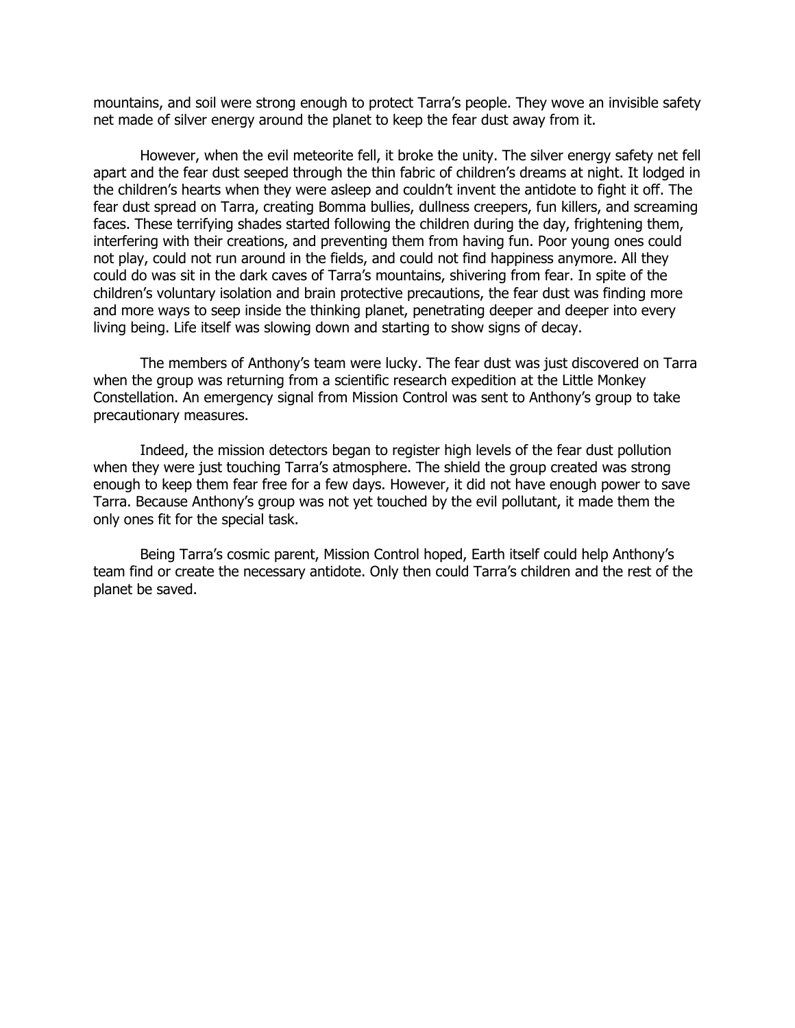mountains, and soil were strong enough to protect Tarra's people. They wove an invisible safety net made of silver energy around the planet to keep the fear dust away from it.

However, when the evil meteorite fell, it broke the unity. The silver energy safety net fell apart and the fear dust seeped through the thin fabric of children's dreams at night. It lodged in the children's hearts when they were asleep and couldn't invent the antidote to fight it off. The fear dust spread on Tarra, creating Bomma bullies, dullness creepers, fun killers, and screaming faces. These terrifying shades started following the children during the day, frightening them, interfering with their creations, and preventing them from having fun. Poor young ones could not play, could not run around in the fields, and could not find happiness anymore. All they could do was sit in the dark caves of Tarra's mountains, shivering from fear. In spite of the children's voluntary isolation and brain protective precautions, the fear dust was finding more and more ways to seep inside the thinking planet, penetrating deeper and deeper into every living being. Life itself was slowing down and starting to show signs of decay.

The members of Anthony's team were lucky. The fear dust was just discovered on Tarra when the group was returning from a scientific research expedition at the Little Monkey Constellation. An emergency signal from Mission Control was sent to Anthony's group to take precautionary measures.

Indeed, the mission detectors began to register high levels of the fear dust pollution when they were just touching Tarra's atmosphere. The shield the group created was strong enough to keep them fear free for a few days. However, it did not have enough power to save Tarra. Because Anthony's group was not yet touched by the evil pollutant, it made them the only ones fit for the special task.

Being Tarra's cosmic parent, Mission Control hoped, Earth itself could help Anthony's team find or create the necessary antidote. Only then could Tarra's children and the rest of the planet be saved.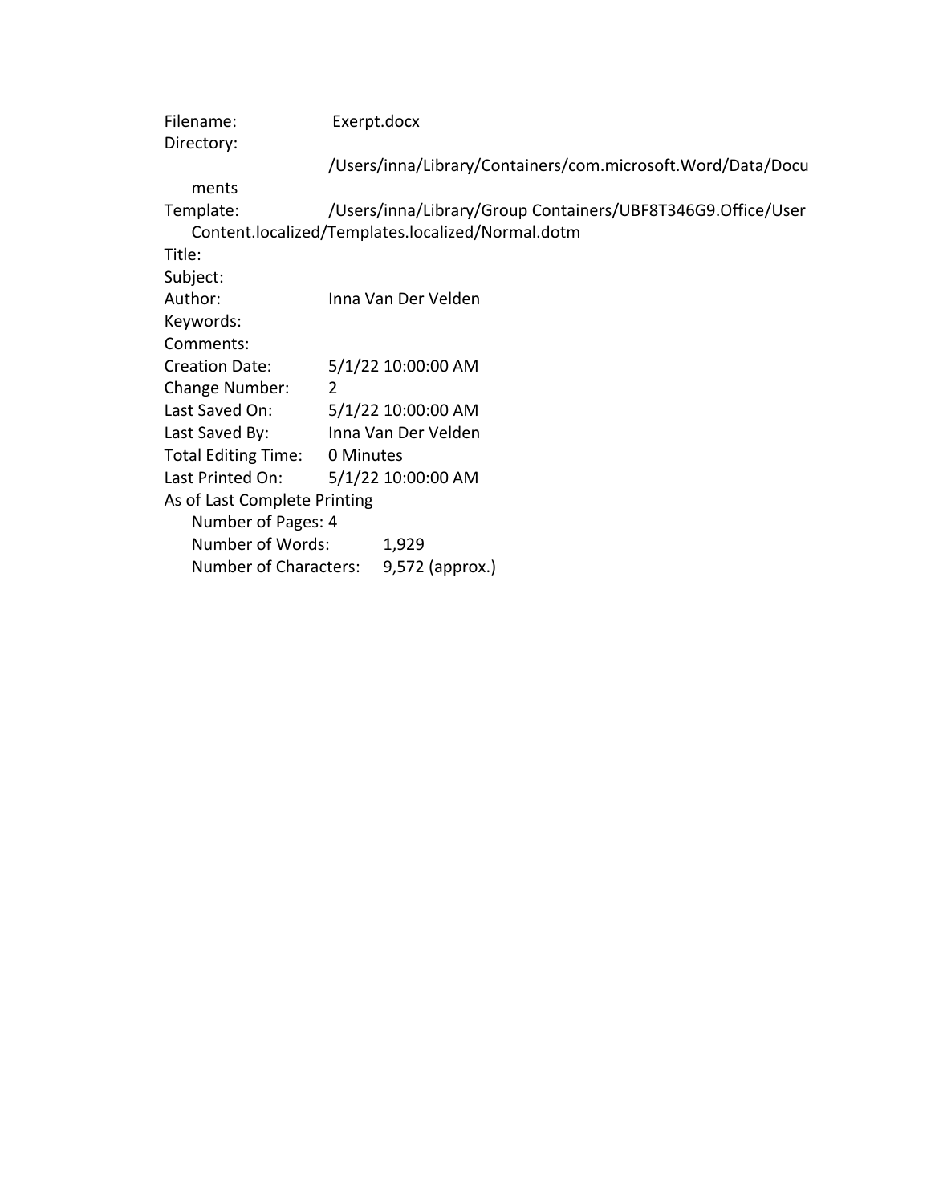Filename: Exerpt.docx
Directory: /Users/inna/Library/Containers/com.microsoft.Word/Data/Documents
Template: /Users/inna/Library/Group Containers/UBF8T346G9.Office/User Content.localized/Templates.localized/Normal.dotm
Title:
Subject:
Author: Inna Van Der Velden
Keywords:
Comments:
Creation Date: 5/1/22 10:00:00 AM
Change Number: 2
Last Saved On: 5/1/22 10:00:00 AM
Last Saved By: Inna Van Der Velden
Total Editing Time: 0 Minutes
Last Printed On: 5/1/22 10:00:00 AM
As of Last Complete Printing
Number of Pages: 4
Number of Words: 1,929
Number of Characters: 9,572 (approx.)